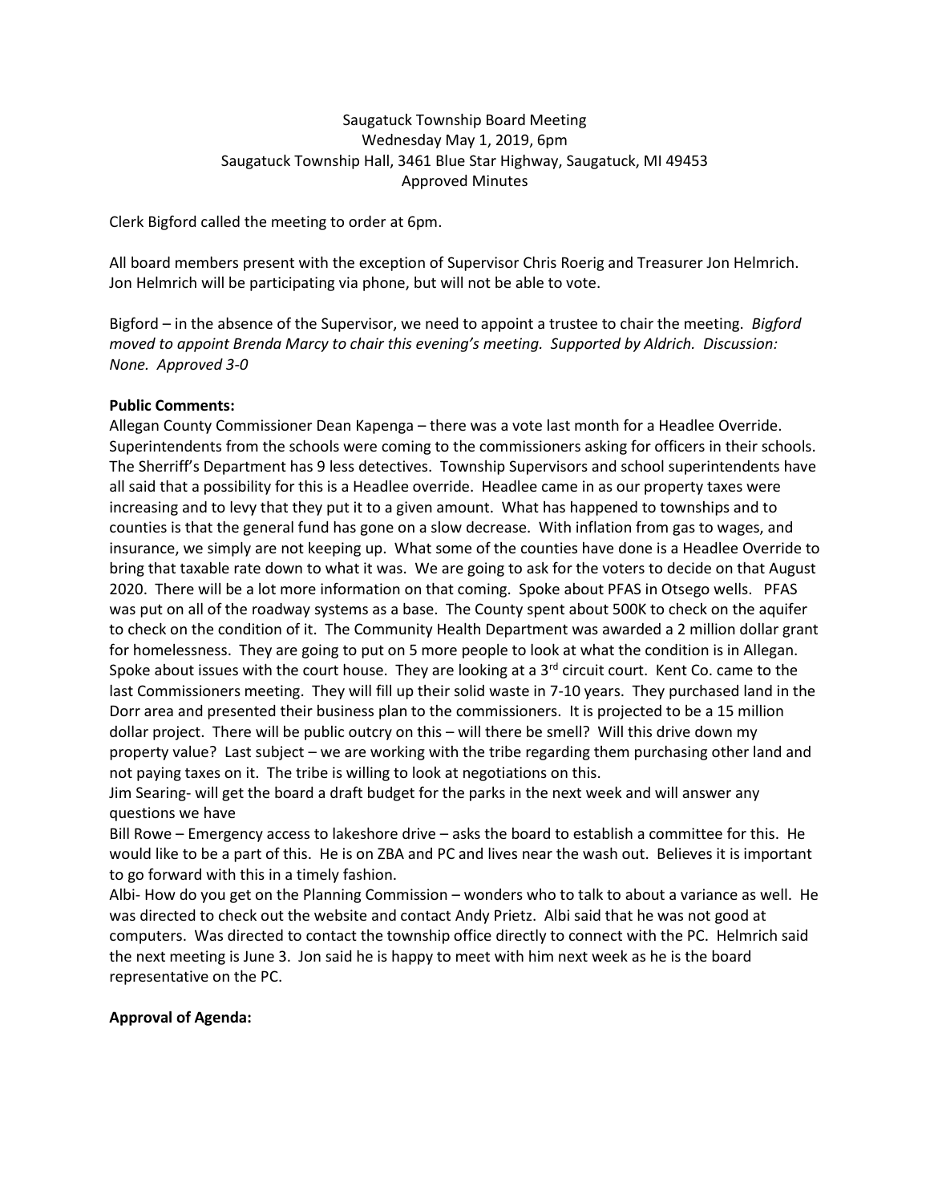Saugatuck Township Board Meeting
Wednesday May 1, 2019, 6pm
Saugatuck Township Hall, 3461 Blue Star Highway, Saugatuck, MI 49453
Approved Minutes

Clerk Bigford called the meeting to order at 6pm.

All board members present with the exception of Supervisor Chris Roerig and Treasurer Jon Helmrich. Jon Helmrich will be participating via phone, but will not be able to vote.

Bigford – in the absence of the Supervisor, we need to appoint a trustee to chair the meeting. *Bigford moved to appoint Brenda Marcy to chair this evening's meeting. Supported by Aldrich. Discussion: None. Approved 3-0*

**Public Comments:**

Allegan County Commissioner Dean Kapenga – there was a vote last month for a Headlee Override. Superintendents from the schools were coming to the commissioners asking for officers in their schools. The Sherriff's Department has 9 less detectives. Township Supervisors and school superintendents have all said that a possibility for this is a Headlee override. Headlee came in as our property taxes were increasing and to levy that they put it to a given amount. What has happened to townships and to counties is that the general fund has gone on a slow decrease. With inflation from gas to wages, and insurance, we simply are not keeping up. What some of the counties have done is a Headlee Override to bring that taxable rate down to what it was. We are going to ask for the voters to decide on that August 2020. There will be a lot more information on that coming. Spoke about PFAS in Otsego wells. PFAS was put on all of the roadway systems as a base. The County spent about 500K to check on the aquifer to check on the condition of it. The Community Health Department was awarded a 2 million dollar grant for homelessness. They are going to put on 5 more people to look at what the condition is in Allegan. Spoke about issues with the court house. They are looking at a 3rd circuit court. Kent Co. came to the last Commissioners meeting. They will fill up their solid waste in 7-10 years. They purchased land in the Dorr area and presented their business plan to the commissioners. It is projected to be a 15 million dollar project. There will be public outcry on this – will there be smell? Will this drive down my property value? Last subject – we are working with the tribe regarding them purchasing other land and not paying taxes on it. The tribe is willing to look at negotiations on this.

Jim Searing- will get the board a draft budget for the parks in the next week and will answer any questions we have

Bill Rowe – Emergency access to lakeshore drive – asks the board to establish a committee for this. He would like to be a part of this. He is on ZBA and PC and lives near the wash out. Believes it is important to go forward with this in a timely fashion.

Albi- How do you get on the Planning Commission – wonders who to talk to about a variance as well. He was directed to check out the website and contact Andy Prietz. Albi said that he was not good at computers. Was directed to contact the township office directly to connect with the PC. Helmrich said the next meeting is June 3. Jon said he is happy to meet with him next week as he is the board representative on the PC.

**Approval of Agenda:**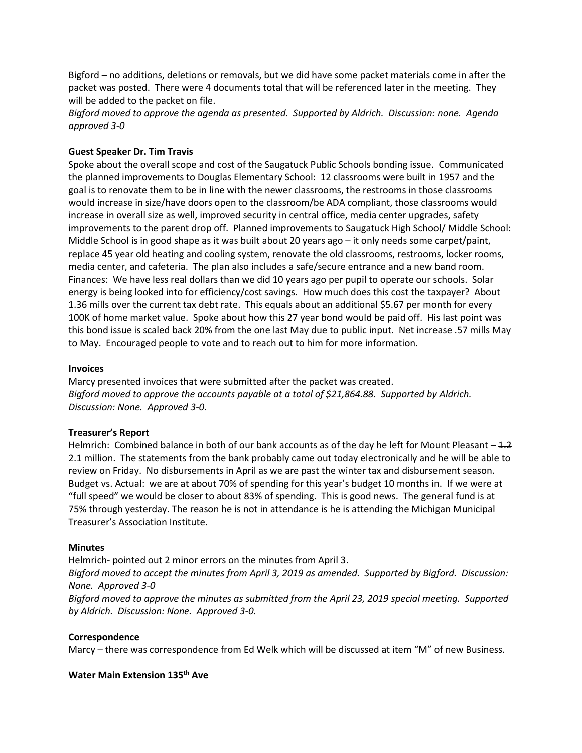Bigford – no additions, deletions or removals, but we did have some packet materials come in after the packet was posted. There were 4 documents total that will be referenced later in the meeting. They will be added to the packet on file.

*Bigford moved to approve the agenda as presented. Supported by Aldrich. Discussion: none. Agenda approved 3-0*

**Guest Speaker Dr. Tim Travis**

Spoke about the overall scope and cost of the Saugatuck Public Schools bonding issue. Communicated the planned improvements to Douglas Elementary School: 12 classrooms were built in 1957 and the goal is to renovate them to be in line with the newer classrooms, the restrooms in those classrooms would increase in size/have doors open to the classroom/be ADA compliant, those classrooms would increase in overall size as well, improved security in central office, media center upgrades, safety improvements to the parent drop off. Planned improvements to Saugatuck High School/ Middle School: Middle School is in good shape as it was built about 20 years ago – it only needs some carpet/paint, replace 45 year old heating and cooling system, renovate the old classrooms, restrooms, locker rooms, media center, and cafeteria. The plan also includes a safe/secure entrance and a new band room. Finances: We have less real dollars than we did 10 years ago per pupil to operate our schools. Solar energy is being looked into for efficiency/cost savings. How much does this cost the taxpayer? About 1.36 mills over the current tax debt rate. This equals about an additional $5.67 per month for every 100K of home market value. Spoke about how this 27 year bond would be paid off. His last point was this bond issue is scaled back 20% from the one last May due to public input. Net increase .57 mills May to May. Encouraged people to vote and to reach out to him for more information.

**Invoices**

Marcy presented invoices that were submitted after the packet was created.

*Bigford moved to approve the accounts payable at a total of $21,864.88. Supported by Aldrich. Discussion: None. Approved 3-0.*

**Treasurer's Report**

Helmrich: Combined balance in both of our bank accounts as of the day he left for Mount Pleasant – ~~1.2~~ 2.1 million. The statements from the bank probably came out today electronically and he will be able to review on Friday. No disbursements in April as we are past the winter tax and disbursement season. Budget vs. Actual: we are at about 70% of spending for this year's budget 10 months in. If we were at "full speed" we would be closer to about 83% of spending. This is good news. The general fund is at 75% through yesterday. The reason he is not in attendance is he is attending the Michigan Municipal Treasurer's Association Institute.

**Minutes**

Helmrich- pointed out 2 minor errors on the minutes from April 3.

*Bigford moved to accept the minutes from April 3, 2019 as amended. Supported by Bigford. Discussion: None. Approved 3-0*

*Bigford moved to approve the minutes as submitted from the April 23, 2019 special meeting. Supported by Aldrich. Discussion: None. Approved 3-0.*

**Correspondence**

Marcy – there was correspondence from Ed Welk which will be discussed at item "M" of new Business.

**Water Main Extension 135th Ave**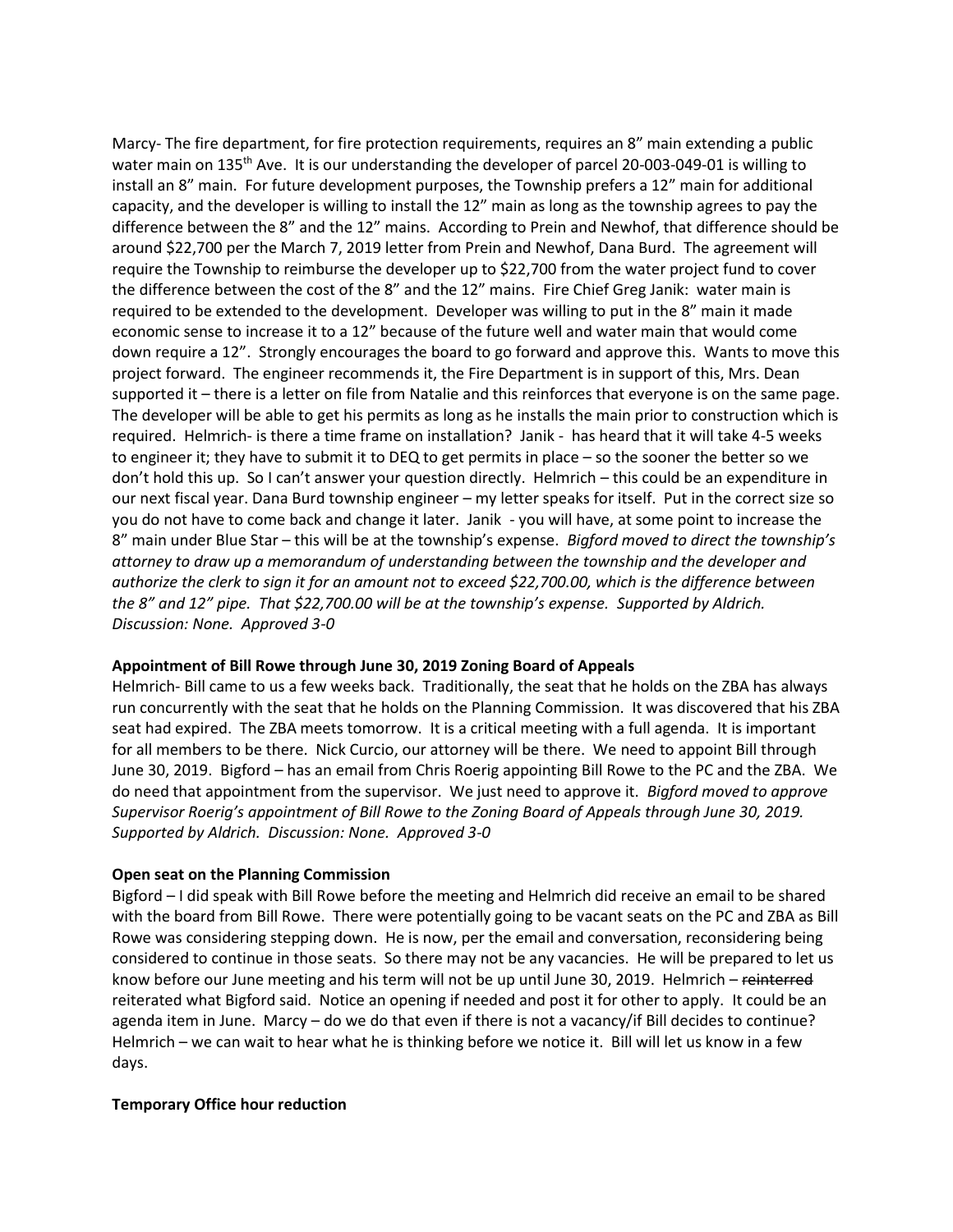Marcy- The fire department, for fire protection requirements, requires an 8" main extending a public water main on 135th Ave. It is our understanding the developer of parcel 20-003-049-01 is willing to install an 8" main. For future development purposes, the Township prefers a 12" main for additional capacity, and the developer is willing to install the 12" main as long as the township agrees to pay the difference between the 8" and the 12" mains. According to Prein and Newhof, that difference should be around $22,700 per the March 7, 2019 letter from Prein and Newhof, Dana Burd. The agreement will require the Township to reimburse the developer up to $22,700 from the water project fund to cover the difference between the cost of the 8" and the 12" mains. Fire Chief Greg Janik: water main is required to be extended to the development. Developer was willing to put in the 8" main it made economic sense to increase it to a 12" because of the future well and water main that would come down require a 12". Strongly encourages the board to go forward and approve this. Wants to move this project forward. The engineer recommends it, the Fire Department is in support of this, Mrs. Dean supported it – there is a letter on file from Natalie and this reinforces that everyone is on the same page. The developer will be able to get his permits as long as he installs the main prior to construction which is required. Helmrich- is there a time frame on installation? Janik - has heard that it will take 4-5 weeks to engineer it; they have to submit it to DEQ to get permits in place – so the sooner the better so we don't hold this up. So I can't answer your question directly. Helmrich – this could be an expenditure in our next fiscal year. Dana Burd township engineer – my letter speaks for itself. Put in the correct size so you do not have to come back and change it later. Janik - you will have, at some point to increase the 8" main under Blue Star – this will be at the township's expense. *Bigford moved to direct the township's attorney to draw up a memorandum of understanding between the township and the developer and authorize the clerk to sign it for an amount not to exceed $22,700.00, which is the difference between the 8" and 12" pipe. That $22,700.00 will be at the township's expense. Supported by Aldrich. Discussion: None. Approved 3-0*

**Appointment of Bill Rowe through June 30, 2019 Zoning Board of Appeals**

Helmrich- Bill came to us a few weeks back. Traditionally, the seat that he holds on the ZBA has always run concurrently with the seat that he holds on the Planning Commission. It was discovered that his ZBA seat had expired. The ZBA meets tomorrow. It is a critical meeting with a full agenda. It is important for all members to be there. Nick Curcio, our attorney will be there. We need to appoint Bill through June 30, 2019. Bigford – has an email from Chris Roerig appointing Bill Rowe to the PC and the ZBA. We do need that appointment from the supervisor. We just need to approve it. *Bigford moved to approve Supervisor Roerig's appointment of Bill Rowe to the Zoning Board of Appeals through June 30, 2019. Supported by Aldrich. Discussion: None. Approved 3-0*

**Open seat on the Planning Commission**

Bigford – I did speak with Bill Rowe before the meeting and Helmrich did receive an email to be shared with the board from Bill Rowe. There were potentially going to be vacant seats on the PC and ZBA as Bill Rowe was considering stepping down. He is now, per the email and conversation, reconsidering being considered to continue in those seats. So there may not be any vacancies. He will be prepared to let us know before our June meeting and his term will not be up until June 30, 2019. Helmrich – ~~reinterred~~ reiterated what Bigford said. Notice an opening if needed and post it for other to apply. It could be an agenda item in June. Marcy – do we do that even if there is not a vacancy/if Bill decides to continue? Helmrich – we can wait to hear what he is thinking before we notice it. Bill will let us know in a few days.

**Temporary Office hour reduction**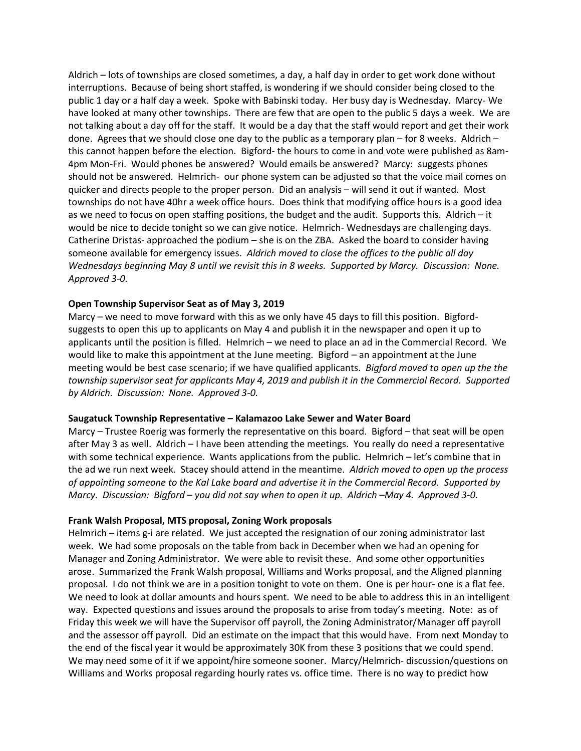Aldrich – lots of townships are closed sometimes, a day, a half day in order to get work done without interruptions. Because of being short staffed, is wondering if we should consider being closed to the public 1 day or a half day a week. Spoke with Babinski today. Her busy day is Wednesday. Marcy- We have looked at many other townships. There are few that are open to the public 5 days a week. We are not talking about a day off for the staff. It would be a day that the staff would report and get their work done. Agrees that we should close one day to the public as a temporary plan – for 8 weeks. Aldrich – this cannot happen before the election. Bigford- the hours to come in and vote were published as 8am-4pm Mon-Fri. Would phones be answered? Would emails be answered? Marcy: suggests phones should not be answered. Helmrich- our phone system can be adjusted so that the voice mail comes on quicker and directs people to the proper person. Did an analysis – will send it out if wanted. Most townships do not have 40hr a week office hours. Does think that modifying office hours is a good idea as we need to focus on open staffing positions, the budget and the audit. Supports this. Aldrich – it would be nice to decide tonight so we can give notice. Helmrich- Wednesdays are challenging days. Catherine Dristas- approached the podium – she is on the ZBA. Asked the board to consider having someone available for emergency issues. *Aldrich moved to close the offices to the public all day Wednesdays beginning May 8 until we revisit this in 8 weeks. Supported by Marcy. Discussion: None. Approved 3-0.*

**Open Township Supervisor Seat as of May 3, 2019**

Marcy – we need to move forward with this as we only have 45 days to fill this position. Bigford- suggests to open this up to applicants on May 4 and publish it in the newspaper and open it up to applicants until the position is filled. Helmrich – we need to place an ad in the Commercial Record. We would like to make this appointment at the June meeting. Bigford – an appointment at the June meeting would be best case scenario; if we have qualified applicants. *Bigford moved to open up the the township supervisor seat for applicants May 4, 2019 and publish it in the Commercial Record. Supported by Aldrich. Discussion: None. Approved 3-0.*

**Saugatuck Township Representative – Kalamazoo Lake Sewer and Water Board**

Marcy – Trustee Roerig was formerly the representative on this board. Bigford – that seat will be open after May 3 as well. Aldrich – I have been attending the meetings. You really do need a representative with some technical experience. Wants applications from the public. Helmrich – let's combine that in the ad we run next week. Stacey should attend in the meantime. *Aldrich moved to open up the process of appointing someone to the Kal Lake board and advertise it in the Commercial Record. Supported by Marcy. Discussion: Bigford – you did not say when to open it up. Aldrich –May 4. Approved 3-0.*

**Frank Walsh Proposal, MTS proposal, Zoning Work proposals**

Helmrich – items g-i are related. We just accepted the resignation of our zoning administrator last week. We had some proposals on the table from back in December when we had an opening for Manager and Zoning Administrator. We were able to revisit these. And some other opportunities arose. Summarized the Frank Walsh proposal, Williams and Works proposal, and the Aligned planning proposal. I do not think we are in a position tonight to vote on them. One is per hour- one is a flat fee. We need to look at dollar amounts and hours spent. We need to be able to address this in an intelligent way. Expected questions and issues around the proposals to arise from today's meeting. Note: as of Friday this week we will have the Supervisor off payroll, the Zoning Administrator/Manager off payroll and the assessor off payroll. Did an estimate on the impact that this would have. From next Monday to the end of the fiscal year it would be approximately 30K from these 3 positions that we could spend. We may need some of it if we appoint/hire someone sooner. Marcy/Helmrich- discussion/questions on Williams and Works proposal regarding hourly rates vs. office time. There is no way to predict how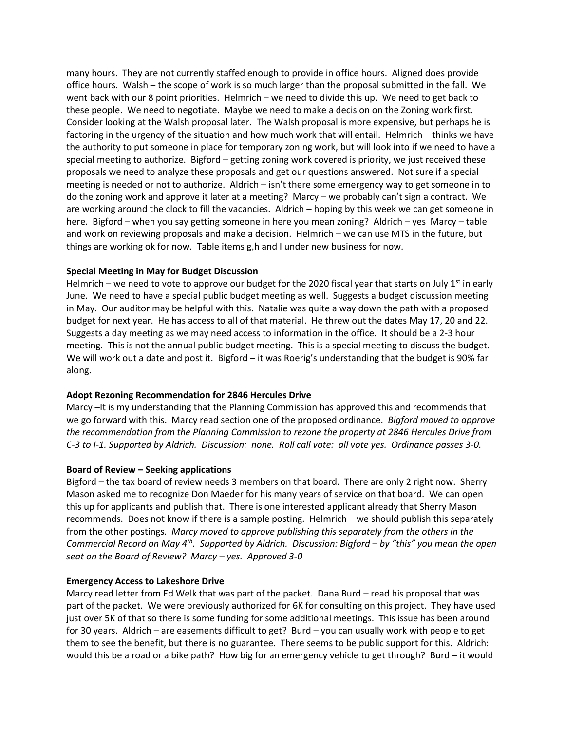many hours. They are not currently staffed enough to provide in office hours. Aligned does provide office hours. Walsh – the scope of work is so much larger than the proposal submitted in the fall. We went back with our 8 point priorities. Helmrich – we need to divide this up. We need to get back to these people. We need to negotiate. Maybe we need to make a decision on the Zoning work first. Consider looking at the Walsh proposal later. The Walsh proposal is more expensive, but perhaps he is factoring in the urgency of the situation and how much work that will entail. Helmrich – thinks we have the authority to put someone in place for temporary zoning work, but will look into if we need to have a special meeting to authorize. Bigford – getting zoning work covered is priority, we just received these proposals we need to analyze these proposals and get our questions answered. Not sure if a special meeting is needed or not to authorize. Aldrich – isn't there some emergency way to get someone in to do the zoning work and approve it later at a meeting? Marcy – we probably can't sign a contract. We are working around the clock to fill the vacancies. Aldrich – hoping by this week we can get someone in here. Bigford – when you say getting someone in here you mean zoning? Aldrich – yes Marcy – table and work on reviewing proposals and make a decision. Helmrich – we can use MTS in the future, but things are working ok for now. Table items g,h and I under new business for now.

**Special Meeting in May for Budget Discussion**

Helmrich – we need to vote to approve our budget for the 2020 fiscal year that starts on July 1st in early June. We need to have a special public budget meeting as well. Suggests a budget discussion meeting in May. Our auditor may be helpful with this. Natalie was quite a way down the path with a proposed budget for next year. He has access to all of that material. He threw out the dates May 17, 20 and 22. Suggests a day meeting as we may need access to information in the office. It should be a 2-3 hour meeting. This is not the annual public budget meeting. This is a special meeting to discuss the budget. We will work out a date and post it. Bigford – it was Roerig's understanding that the budget is 90% far along.

**Adopt Rezoning Recommendation for 2846 Hercules Drive**

Marcy –It is my understanding that the Planning Commission has approved this and recommends that we go forward with this. Marcy read section one of the proposed ordinance. *Bigford moved to approve the recommendation from the Planning Commission to rezone the property at 2846 Hercules Drive from C-3 to I-1. Supported by Aldrich. Discussion: none. Roll call vote: all vote yes. Ordinance passes 3-0.*

**Board of Review – Seeking applications**

Bigford – the tax board of review needs 3 members on that board. There are only 2 right now. Sherry Mason asked me to recognize Don Maeder for his many years of service on that board. We can open this up for applicants and publish that. There is one interested applicant already that Sherry Mason recommends. Does not know if there is a sample posting. Helmrich – we should publish this separately from the other postings. *Marcy moved to approve publishing this separately from the others in the Commercial Record on May 4th. Supported by Aldrich. Discussion: Bigford – by "this" you mean the open seat on the Board of Review? Marcy – yes. Approved 3-0*

**Emergency Access to Lakeshore Drive**

Marcy read letter from Ed Welk that was part of the packet. Dana Burd – read his proposal that was part of the packet. We were previously authorized for 6K for consulting on this project. They have used just over 5K of that so there is some funding for some additional meetings. This issue has been around for 30 years. Aldrich – are easements difficult to get? Burd – you can usually work with people to get them to see the benefit, but there is no guarantee. There seems to be public support for this. Aldrich: would this be a road or a bike path? How big for an emergency vehicle to get through? Burd – it would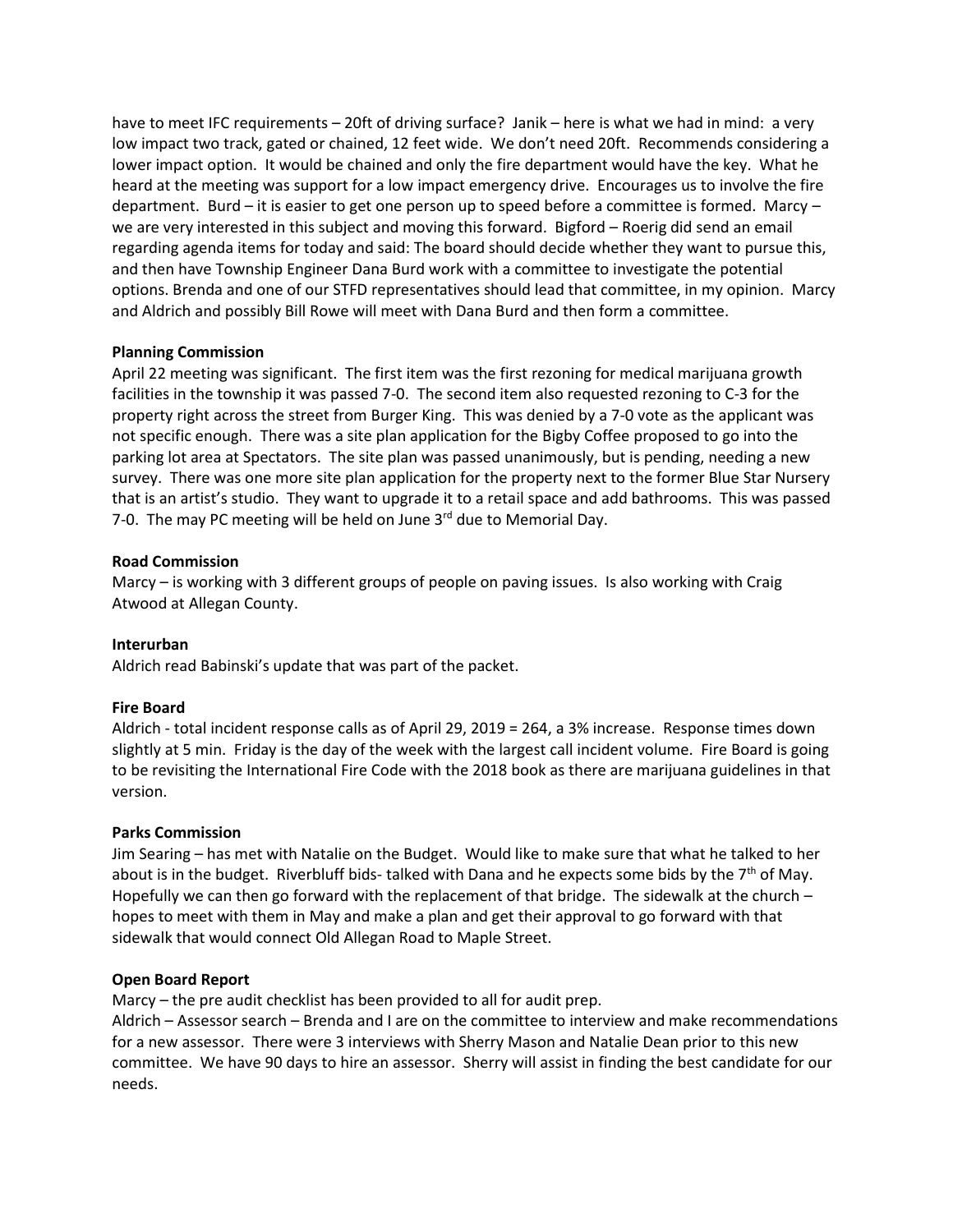have to meet IFC requirements – 20ft of driving surface? Janik – here is what we had in mind: a very low impact two track, gated or chained, 12 feet wide. We don't need 20ft. Recommends considering a lower impact option. It would be chained and only the fire department would have the key. What he heard at the meeting was support for a low impact emergency drive. Encourages us to involve the fire department. Burd – it is easier to get one person up to speed before a committee is formed. Marcy – we are very interested in this subject and moving this forward. Bigford – Roerig did send an email regarding agenda items for today and said: The board should decide whether they want to pursue this, and then have Township Engineer Dana Burd work with a committee to investigate the potential options. Brenda and one of our STFD representatives should lead that committee, in my opinion. Marcy and Aldrich and possibly Bill Rowe will meet with Dana Burd and then form a committee.

**Planning Commission**

April 22 meeting was significant. The first item was the first rezoning for medical marijuana growth facilities in the township it was passed 7-0. The second item also requested rezoning to C-3 for the property right across the street from Burger King. This was denied by a 7-0 vote as the applicant was not specific enough. There was a site plan application for the Bigby Coffee proposed to go into the parking lot area at Spectators. The site plan was passed unanimously, but is pending, needing a new survey. There was one more site plan application for the property next to the former Blue Star Nursery that is an artist's studio. They want to upgrade it to a retail space and add bathrooms. This was passed 7-0. The may PC meeting will be held on June 3rd due to Memorial Day.

**Road Commission**

Marcy – is working with 3 different groups of people on paving issues. Is also working with Craig Atwood at Allegan County.

**Interurban**

Aldrich read Babinski's update that was part of the packet.

**Fire Board**

Aldrich - total incident response calls as of April 29, 2019 = 264, a 3% increase. Response times down slightly at 5 min. Friday is the day of the week with the largest call incident volume. Fire Board is going to be revisiting the International Fire Code with the 2018 book as there are marijuana guidelines in that version.

**Parks Commission**

Jim Searing – has met with Natalie on the Budget. Would like to make sure that what he talked to her about is in the budget. Riverbluff bids- talked with Dana and he expects some bids by the 7th of May. Hopefully we can then go forward with the replacement of that bridge. The sidewalk at the church – hopes to meet with them in May and make a plan and get their approval to go forward with that sidewalk that would connect Old Allegan Road to Maple Street.

**Open Board Report**

Marcy – the pre audit checklist has been provided to all for audit prep.

Aldrich – Assessor search – Brenda and I are on the committee to interview and make recommendations for a new assessor. There were 3 interviews with Sherry Mason and Natalie Dean prior to this new committee. We have 90 days to hire an assessor. Sherry will assist in finding the best candidate for our needs.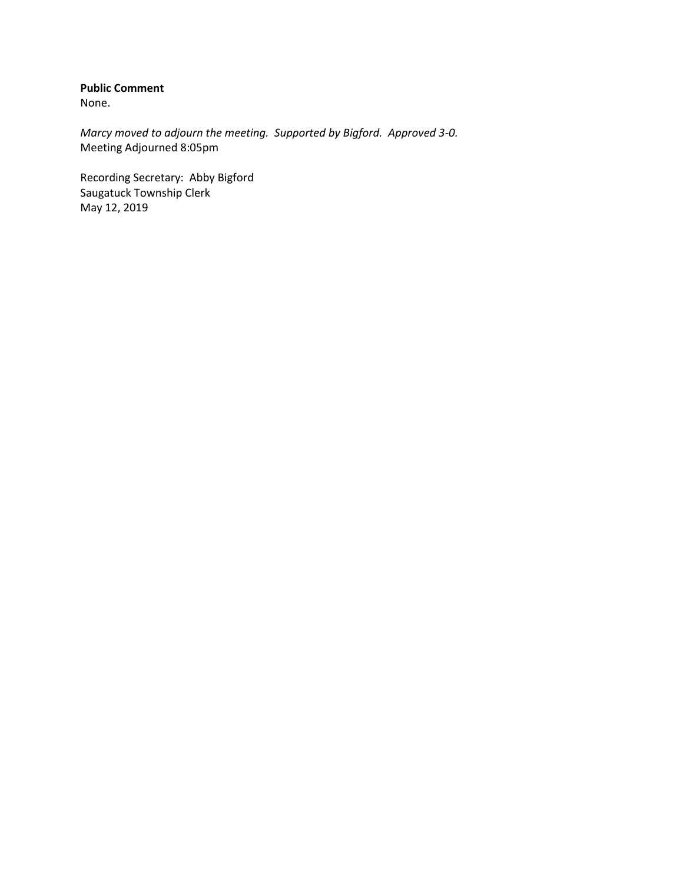**Public Comment**
None.

*Marcy moved to adjourn the meeting. Supported by Bigford. Approved 3-0.*
Meeting Adjourned 8:05pm

Recording Secretary: Abby Bigford
Saugatuck Township Clerk
May 12, 2019